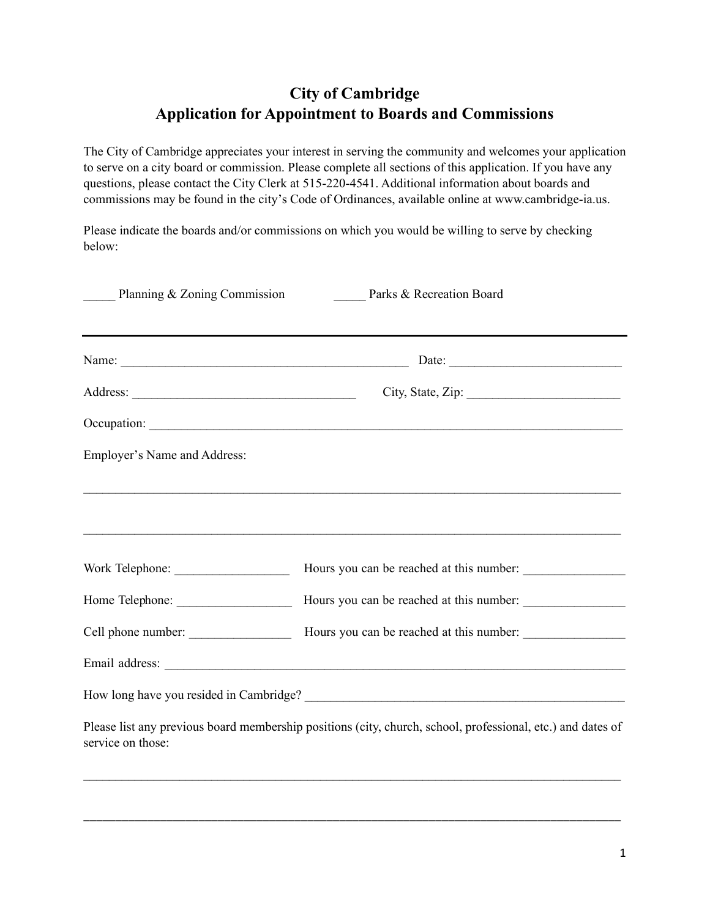# City of Cambridge
## Application for Appointment to Boards and Commissions

The City of Cambridge appreciates your interest in serving the community and welcomes your application to serve on a city board or commission. Please complete all sections of this application. If you have any questions, please contact the City Clerk at 515-220-4541. Additional information about boards and commissions may be found in the city's Code of Ordinances, available online at www.cambridge-ia.us.

Please indicate the boards and/or commissions on which you would be willing to serve by checking below:

_____ Planning & Zoning Commission _____ Parks & Recreation Board

---

Name: ______________________________________________ Date: ___________________________

Address: ___________________________________ City, State, Zip: ________________________

Occupation: _____________________________________________________________________________

Employer's Name and Address:

_________________________________________________________________________________________

_________________________________________________________________________________________

Work Telephone: __________________ Hours you can be reached at this number: ________________

Home Telephone: __________________ Hours you can be reached at this number: ________________

Cell phone number: ________________ Hours you can be reached at this number: ________________

Email address: ___________________________________________________________________________

How long have you resided in Cambridge? ___________________________________________________

Please list any previous board membership positions (city, church, school, professional, etc.) and dates of service on those:

_________________________________________________________________________________________

_________________________________________________________________________________________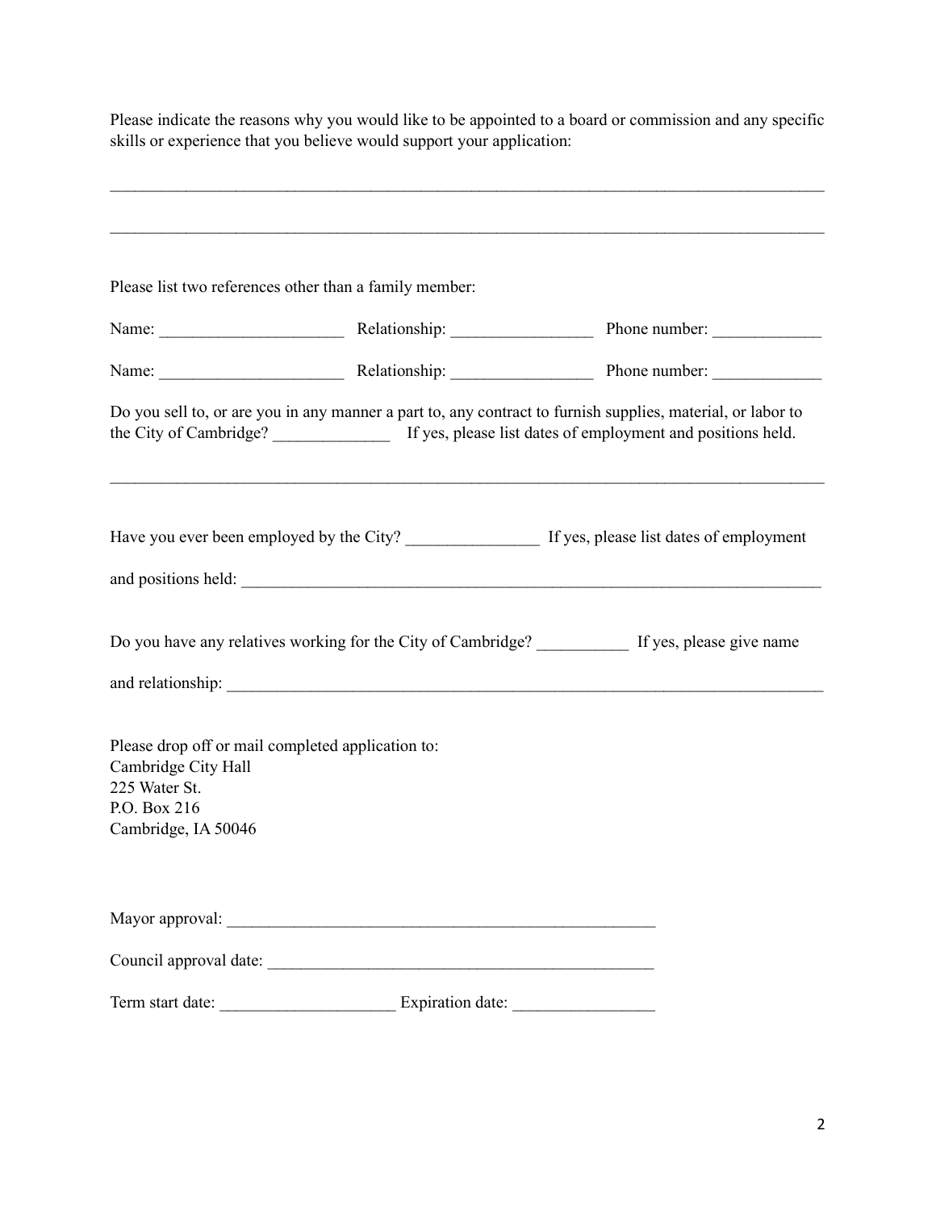Please indicate the reasons why you would like to be appointed to a board or commission and any specific skills or experience that you believe would support your application:

_______________________________________________________________________________________

_______________________________________________________________________________________

Please list two references other than a family member:

Name: ______________________ Relationship: _________________ Phone number: _____________

Name: ______________________ Relationship: _________________ Phone number: _____________

Do you sell to, or are you in any manner a part to, any contract to furnish supplies, material, or labor to the City of Cambridge? ______________ If yes, please list dates of employment and positions held.

_______________________________________________________________________________________

Have you ever been employed by the City? ________________ If yes, please list dates of employment

and positions held: _____________________________________________________________________

Do you have any relatives working for the City of Cambridge? ___________ If yes, please give name

and relationship: ________________________________________________________________________

Please drop off or mail completed application to:
Cambridge City Hall
225 Water St.
P.O. Box 216
Cambridge, IA 50046

Mayor approval: _____________________________________________________

Council approval date: ________________________________________________

Term start date: _____________________ Expiration date: _________________